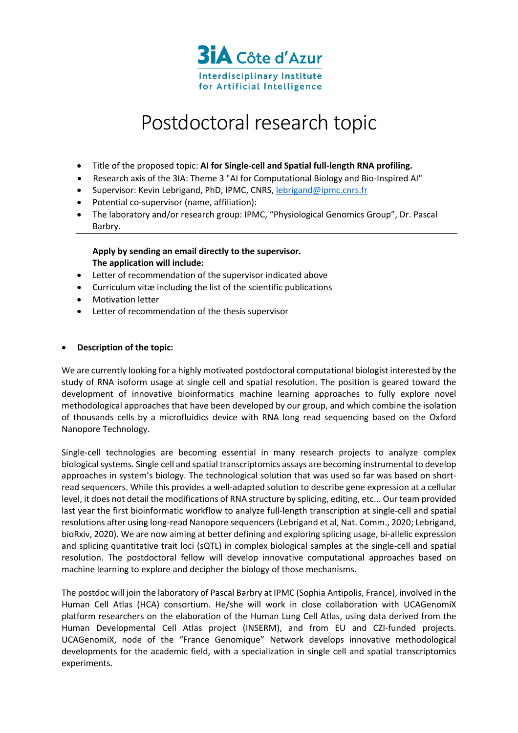3iA Côte d'Azur

Interdisciplinary Institute for Artificial Intelligence

# Postdoctoral research topic

- Title of the proposed topic: **AI for Single-cell and Spatial full-length RNA profiling.**
- Research axis of the 3IA: Theme 3 "AI for Computational Biology and Bio-Inspired AI"
- Supervisor: Kevin Lebrigand, PhD, IPMC, CNRS, lebrigand@ipmc.cnrs.fr
- Potential co-supervisor (name, affiliation):
- The laboratory and/or research group: IPMC, "Physiological Genomics Group", Dr. Pascal Barbry.

---

**Apply by sending an email directly to the supervisor.**
**The application will include:**

- Letter of recommendation of the supervisor indicated above
- Curriculum vitæ including the list of the scientific publications
- Motivation letter
- Letter of recommendation of the thesis supervisor

- **Description of the topic:**

We are currently looking for a highly motivated postdoctoral computational biologist interested by the study of RNA isoform usage at single cell and spatial resolution. The position is geared toward the development of innovative bioinformatics machine learning approaches to fully explore novel methodological approaches that have been developed by our group, and which combine the isolation of thousands cells by a microfluidics device with RNA long read sequencing based on the Oxford Nanopore Technology.

Single-cell technologies are becoming essential in many research projects to analyze complex biological systems. Single cell and spatial transcriptomics assays are becoming instrumental to develop approaches in system's biology. The technological solution that was used so far was based on short-read sequencers. While this provides a well-adapted solution to describe gene expression at a cellular level, it does not detail the modifications of RNA structure by splicing, editing, etc... Our team provided last year the first bioinformatic workflow to analyze full-length transcription at single-cell and spatial resolutions after using long-read Nanopore sequencers (Lebrigand et al, Nat. Comm., 2020; Lebrigand, bioRxiv, 2020). We are now aiming at better defining and exploring splicing usage, bi-allelic expression and splicing quantitative trait loci (sQTL) in complex biological samples at the single-cell and spatial resolution. The postdoctoral fellow will develop innovative computational approaches based on machine learning to explore and decipher the biology of those mechanisms.

The postdoc will join the laboratory of Pascal Barbry at IPMC (Sophia Antipolis, France), involved in the Human Cell Atlas (HCA) consortium. He/she will work in close collaboration with UCAGenomiX platform researchers on the elaboration of the Human Lung Cell Atlas, using data derived from the Human Developmental Cell Atlas project (INSERM), and from EU and CZI-funded projects. UCAGenomiX, node of the "France Genomique" Network develops innovative methodological developments for the academic field, with a specialization in single cell and spatial transcriptomics experiments.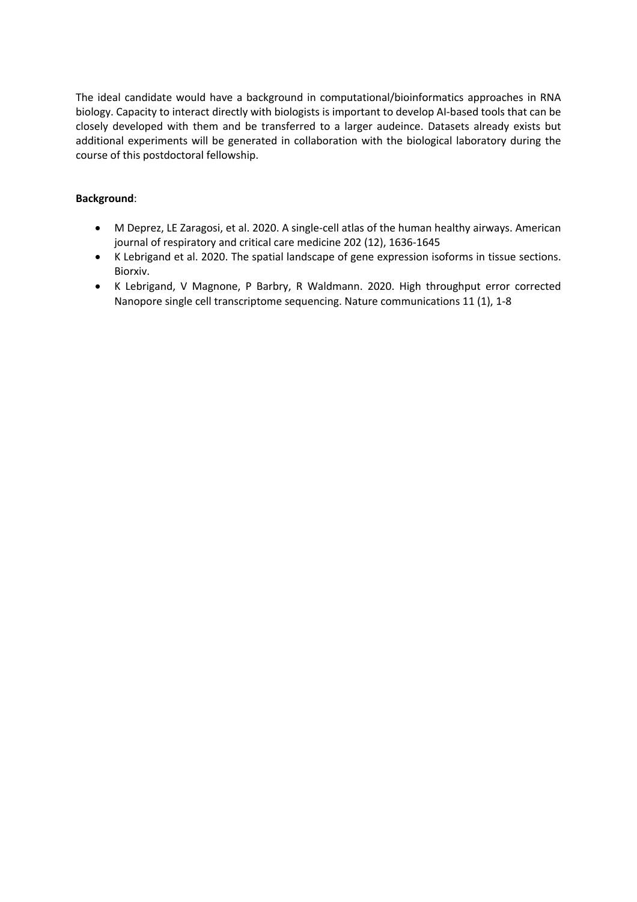The ideal candidate would have a background in computational/bioinformatics approaches in RNA biology. Capacity to interact directly with biologists is important to develop AI-based tools that can be closely developed with them and be transferred to a larger audeince. Datasets already exists but additional experiments will be generated in collaboration with the biological laboratory during the course of this postdoctoral fellowship.

**Background**:

- M Deprez, LE Zaragosi, et al. 2020. A single-cell atlas of the human healthy airways. American journal of respiratory and critical care medicine 202 (12), 1636-1645
- K Lebrigand et al. 2020. The spatial landscape of gene expression isoforms in tissue sections. Biorxiv.
- K Lebrigand, V Magnone, P Barbry, R Waldmann. 2020. High throughput error corrected Nanopore single cell transcriptome sequencing. Nature communications 11 (1), 1-8